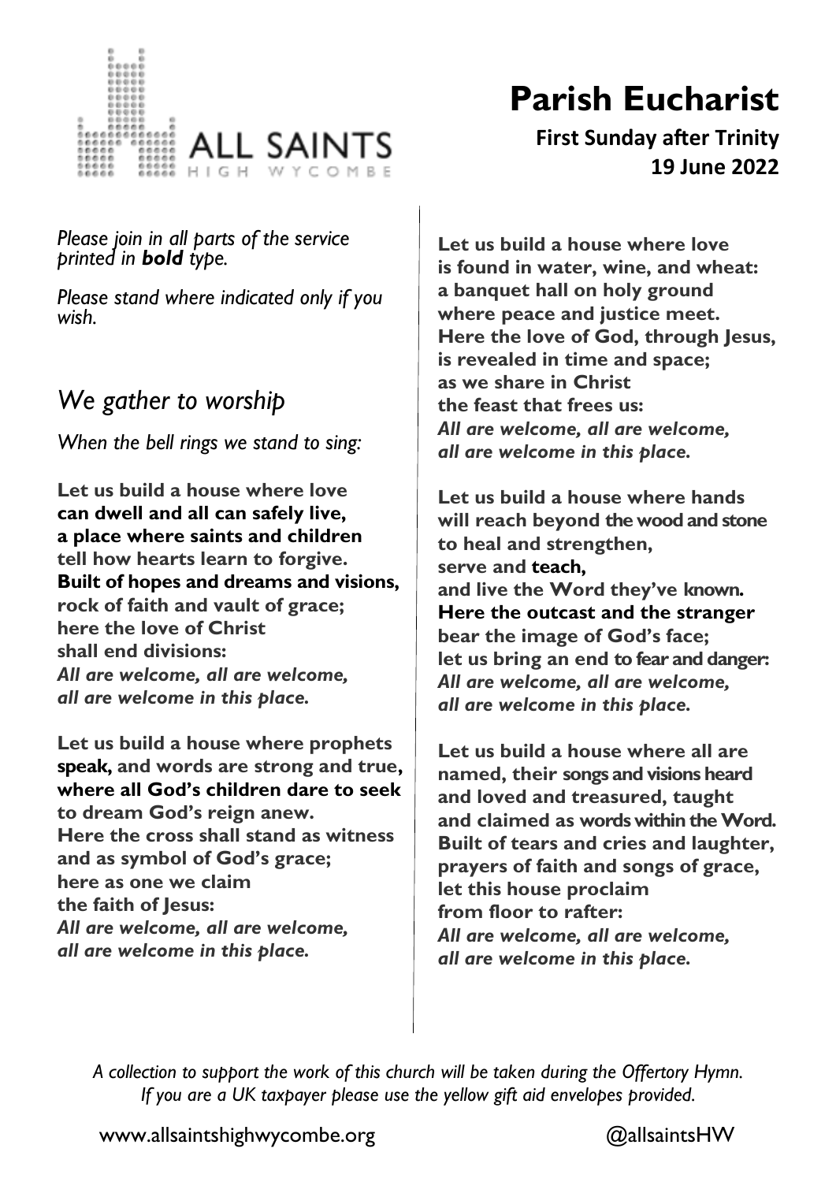ALL SAINTS
HIGH WYCOMBE

# Parish Eucharist

**First Sunday after Trinity**
**19 June 2022**

*Please join in all parts of the service printed in **bold** type.*

*Please stand where indicated only if you wish.*

## *We gather to worship*

*When the bell rings we stand to sing:*

**Let us build a house where love**
**can dwell and all can safely live,**
**a place where saints and children**
**tell how hearts learn to forgive.**
**Built of hopes and dreams and visions,**
**rock of faith and vault of grace;**
**here the love of Christ**
**shall end divisions:**
***All are welcome, all are welcome,***
***all are welcome in this place.***

**Let us build a house where prophets**
**speak, and words are strong and true,**
**where all God's children dare to seek**
**to dream God's reign anew.**
**Here the cross shall stand as witness**
**and as symbol of God's grace;**
**here as one we claim**
**the faith of Jesus:**
***All are welcome, all are welcome,***
***all are welcome in this place.***

**Let us build a house where love**
**is found in water, wine, and wheat:**
**a banquet hall on holy ground**
**where peace and justice meet.**
**Here the love of God, through Jesus,**
**is revealed in time and space;**
**as we share in Christ**
**the feast that frees us:**
***All are welcome, all are welcome,***
***all are welcome in this place.***

**Let us build a house where hands**
**will reach beyond the wood and stone**
**to heal and strengthen,**
**serve and teach,**
**and live the Word they've known.**
**Here the outcast and the stranger**
**bear the image of God's face;**
**let us bring an end to fear and danger:**
***All are welcome, all are welcome,***
***all are welcome in this place.***

**Let us build a house where all are**
**named, their songs and visions heard**
**and loved and treasured, taught**
**and claimed as words within the Word.**
**Built of tears and cries and laughter,**
**prayers of faith and songs of grace,**
**let this house proclaim**
**from floor to rafter:**
***All are welcome, all are welcome,***
***all are welcome in this place.***

*A collection to support the work of this church will be taken during the Offertory Hymn. If you are a UK taxpayer please use the yellow gift aid envelopes provided.*

www.allsaintshighwycombe.org @allsaintsHW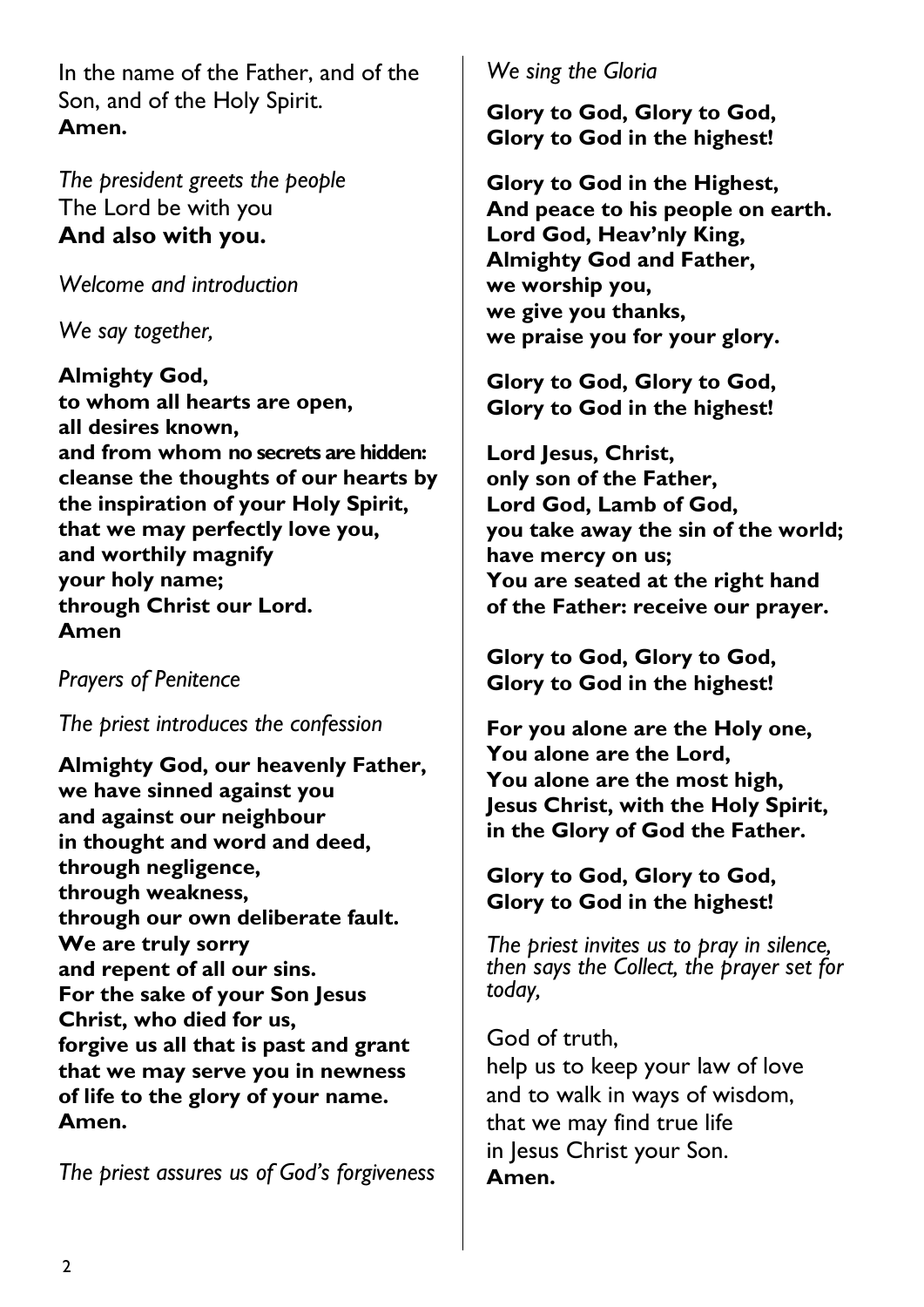In the name of the Father, and of the Son, and of the Holy Spirit.
**Amen.**

*The president greets the people*
The Lord be with you
**And also with you.**

*Welcome and introduction*

*We say together,*

**Almighty God,**
**to whom all hearts are open,**
**all desires known,**
**and from whom no secrets are hidden:**
**cleanse the thoughts of our hearts by the inspiration of your Holy Spirit,**
**that we may perfectly love you,**
**and worthily magnify**
**your holy name;**
**through Christ our Lord.**
**Amen**

*Prayers of Penitence*

*The priest introduces the confession*

**Almighty God, our heavenly Father,**
**we have sinned against you**
**and against our neighbour**
**in thought and word and deed,**
**through negligence,**
**through weakness,**
**through our own deliberate fault.**
**We are truly sorry**
**and repent of all our sins.**
**For the sake of your Son Jesus Christ, who died for us,**
**forgive us all that is past and grant that we may serve you in newness of life to the glory of your name.**
**Amen.**

*The priest assures us of God's forgiveness*

*We sing the Gloria*

**Glory to God, Glory to God,**
**Glory to God in the highest!**

**Glory to God in the Highest,**
**And peace to his people on earth.**
**Lord God, Heav'nly King,**
**Almighty God and Father,**
**we worship you,**
**we give you thanks,**
**we praise you for your glory.**

**Glory to God, Glory to God,**
**Glory to God in the highest!**

**Lord Jesus, Christ,**
**only son of the Father,**
**Lord God, Lamb of God,**
**you take away the sin of the world;**
**have mercy on us;**
**You are seated at the right hand**
**of the Father: receive our prayer.**

**Glory to God, Glory to God,**
**Glory to God in the highest!**

**For you alone are the Holy one,**
**You alone are the Lord,**
**You alone are the most high,**
**Jesus Christ, with the Holy Spirit,**
**in the Glory of God the Father.**

**Glory to God, Glory to God,**
**Glory to God in the highest!**

*The priest invites us to pray in silence, then says the Collect, the prayer set for today,*

God of truth,
help us to keep your law of love
and to walk in ways of wisdom,
that we may find true life
in Jesus Christ your Son.
**Amen.**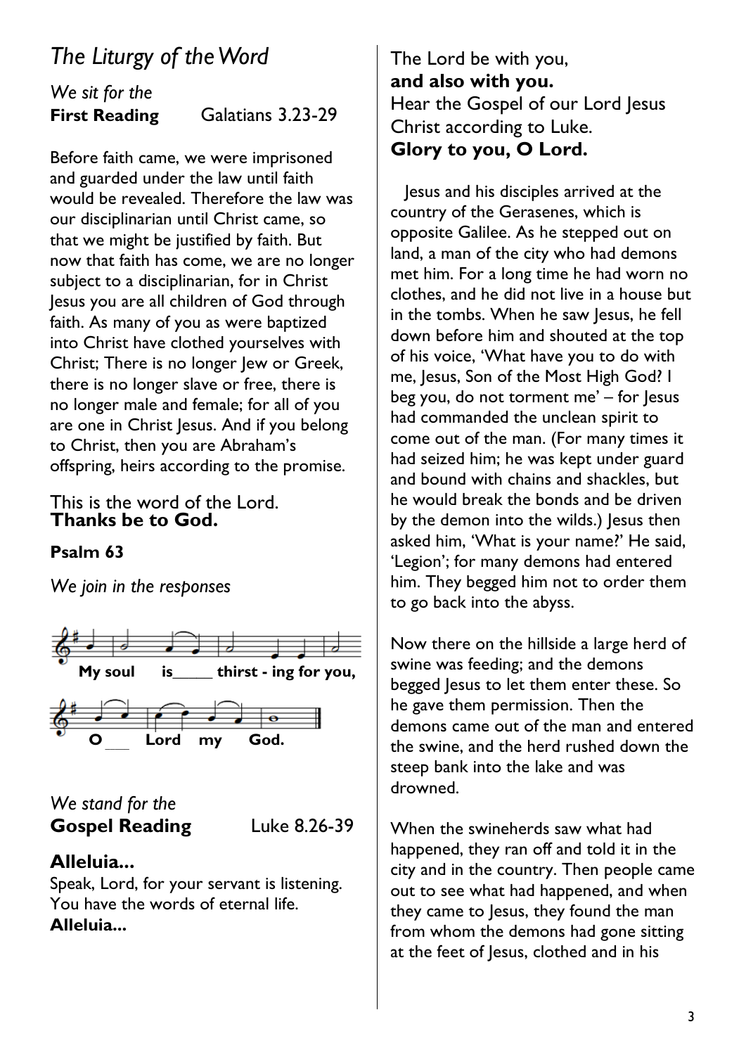# *The Liturgy of the Word*

*We sit for the*
**First Reading** Galatians 3.23-29

Before faith came, we were imprisoned and guarded under the law until faith would be revealed. Therefore the law was our disciplinarian until Christ came, so that we might be justified by faith. But now that faith has come, we are no longer subject to a disciplinarian, for in Christ Jesus you are all children of God through faith. As many of you as were baptized into Christ have clothed yourselves with Christ; There is no longer Jew or Greek, there is no longer slave or free, there is no longer male and female; for all of you are one in Christ Jesus. And if you belong to Christ, then you are Abraham's offspring, heirs according to the promise.

This is the word of the Lord.
**Thanks be to God.**

**Psalm 63**

*We join in the responses*

**My soul is thirst - ing for you,**
**O Lord my God.**

*We stand for the*
**Gospel Reading** Luke 8.26-39

**Alleluia...**
Speak, Lord, for your servant is listening.
You have the words of eternal life.
**Alleluia...**

The Lord be with you,
**and also with you.**
Hear the Gospel of our Lord Jesus Christ according to Luke.
**Glory to you, O Lord.**

Jesus and his disciples arrived at the country of the Gerasenes, which is opposite Galilee. As he stepped out on land, a man of the city who had demons met him. For a long time he had worn no clothes, and he did not live in a house but in the tombs. When he saw Jesus, he fell down before him and shouted at the top of his voice, 'What have you to do with me, Jesus, Son of the Most High God? I beg you, do not torment me' – for Jesus had commanded the unclean spirit to come out of the man. (For many times it had seized him; he was kept under guard and bound with chains and shackles, but he would break the bonds and be driven by the demon into the wilds.) Jesus then asked him, 'What is your name?' He said, 'Legion'; for many demons had entered him. They begged him not to order them to go back into the abyss.

Now there on the hillside a large herd of swine was feeding; and the demons begged Jesus to let them enter these. So he gave them permission. Then the demons came out of the man and entered the swine, and the herd rushed down the steep bank into the lake and was drowned.

When the swineherds saw what had happened, they ran off and told it in the city and in the country. Then people came out to see what had happened, and when they came to Jesus, they found the man from whom the demons had gone sitting at the feet of Jesus, clothed and in his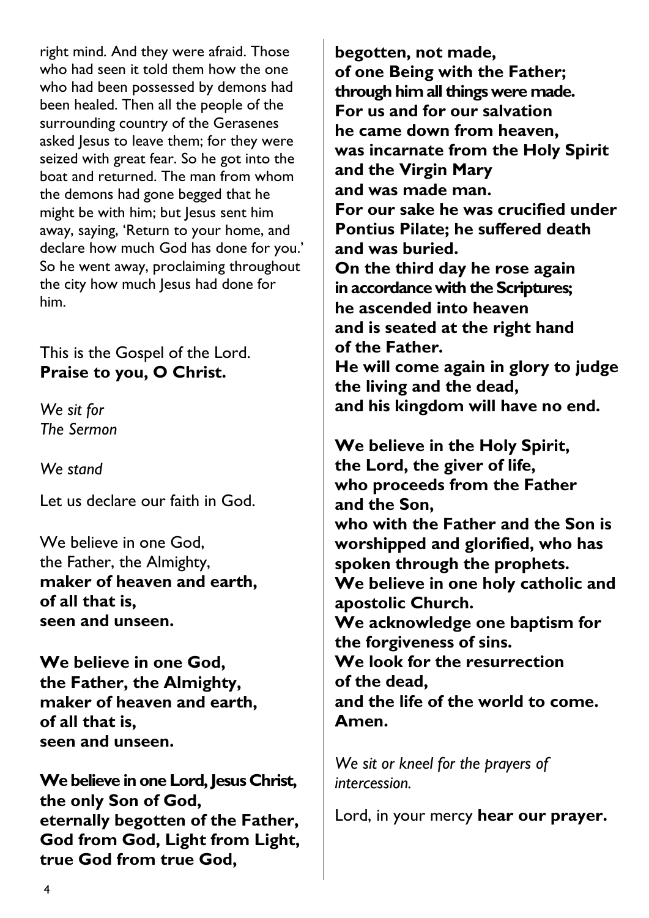right mind. And they were afraid. Those who had seen it told them how the one who had been possessed by demons had been healed. Then all the people of the surrounding country of the Gerasenes asked Jesus to leave them; for they were seized with great fear. So he got into the boat and returned. The man from whom the demons had gone begged that he might be with him; but Jesus sent him away, saying, 'Return to your home, and declare how much God has done for you.' So he went away, proclaiming throughout the city how much Jesus had done for him.

This is the Gospel of the Lord.
**Praise to you, O Christ.**

*We sit for*
*The Sermon*

*We stand*

Let us declare our faith in God.

We believe in one God,
the Father, the Almighty,
**maker of heaven and earth,**
**of all that is,**
**seen and unseen.**

**We believe in one God,**
**the Father, the Almighty,**
**maker of heaven and earth,**
**of all that is,**
**seen and unseen.**

**We believe in one Lord, Jesus Christ,**
**the only Son of God,**
**eternally begotten of the Father,**
**God from God, Light from Light,**
**true God from true God,**
**begotten, not made,**
**of one Being with the Father;**
**through him all things were made.**
**For us and for our salvation**
**he came down from heaven,**
**was incarnate from the Holy Spirit**
**and the Virgin Mary**
**and was made man.**
**For our sake he was crucified under**
**Pontius Pilate; he suffered death**
**and was buried.**
**On the third day he rose again**
**in accordance with the Scriptures;**
**he ascended into heaven**
**and is seated at the right hand**
**of the Father.**
**He will come again in glory to judge**
**the living and the dead,**
**and his kingdom will have no end.**

**We believe in the Holy Spirit,**
**the Lord, the giver of life,**
**who proceeds from the Father**
**and the Son,**
**who with the Father and the Son is**
**worshipped and glorified, who has**
**spoken through the prophets.**
**We believe in one holy catholic and**
**apostolic Church.**
**We acknowledge one baptism for**
**the forgiveness of sins.**
**We look for the resurrection**
**of the dead,**
**and the life of the world to come.**
**Amen.**

*We sit or kneel for the prayers of intercession.*

Lord, in your mercy **hear our prayer.**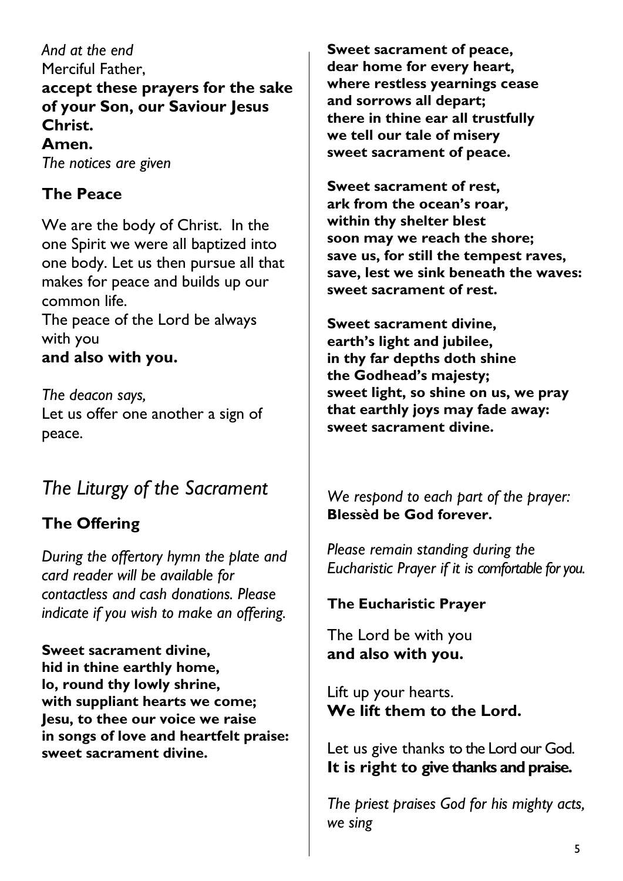*And at the end*

Merciful Father,

**accept these prayers for the sake of your Son, our Saviour Jesus Christ.**

**Amen.**

*The notices are given*

## The Peace

We are the body of Christ. In the one Spirit we were all baptized into one body. Let us then pursue all that makes for peace and builds up our common life.

The peace of the Lord be always with you

**and also with you.**

*The deacon says,*

Let us offer one another a sign of peace.

# *The Liturgy of the Sacrament*

## The Offering

*During the offertory hymn the plate and card reader will be available for contactless and cash donations. Please indicate if you wish to make an offering.*

**Sweet sacrament divine,**
**hid in thine earthly home,**
**lo, round thy lowly shrine,**
**with suppliant hearts we come;**
**Jesu, to thee our voice we raise**
**in songs of love and heartfelt praise:**
**sweet sacrament divine.**

**Sweet sacrament of peace,**
**dear home for every heart,**
**where restless yearnings cease**
**and sorrows all depart;**
**there in thine ear all trustfully**
**we tell our tale of misery**
**sweet sacrament of peace.**

**Sweet sacrament of rest,**
**ark from the ocean's roar,**
**within thy shelter blest**
**soon may we reach the shore;**
**save us, for still the tempest raves,**
**save, lest we sink beneath the waves:**
**sweet sacrament of rest.**

**Sweet sacrament divine,**
**earth's light and jubilee,**
**in thy far depths doth shine**
**the Godhead's majesty;**
**sweet light, so shine on us, we pray**
**that earthly joys may fade away:**
**sweet sacrament divine.**

*We respond to each part of the prayer:*

**Blessèd be God forever.**

*Please remain standing during the Eucharistic Prayer if it is comfortable for you.*

## The Eucharistic Prayer

The Lord be with you

**and also with you.**

Lift up your hearts.

**We lift them to the Lord.**

Let us give thanks to the Lord our God.

**It is right to give thanks and praise.**

*The priest praises God for his mighty acts, we sing*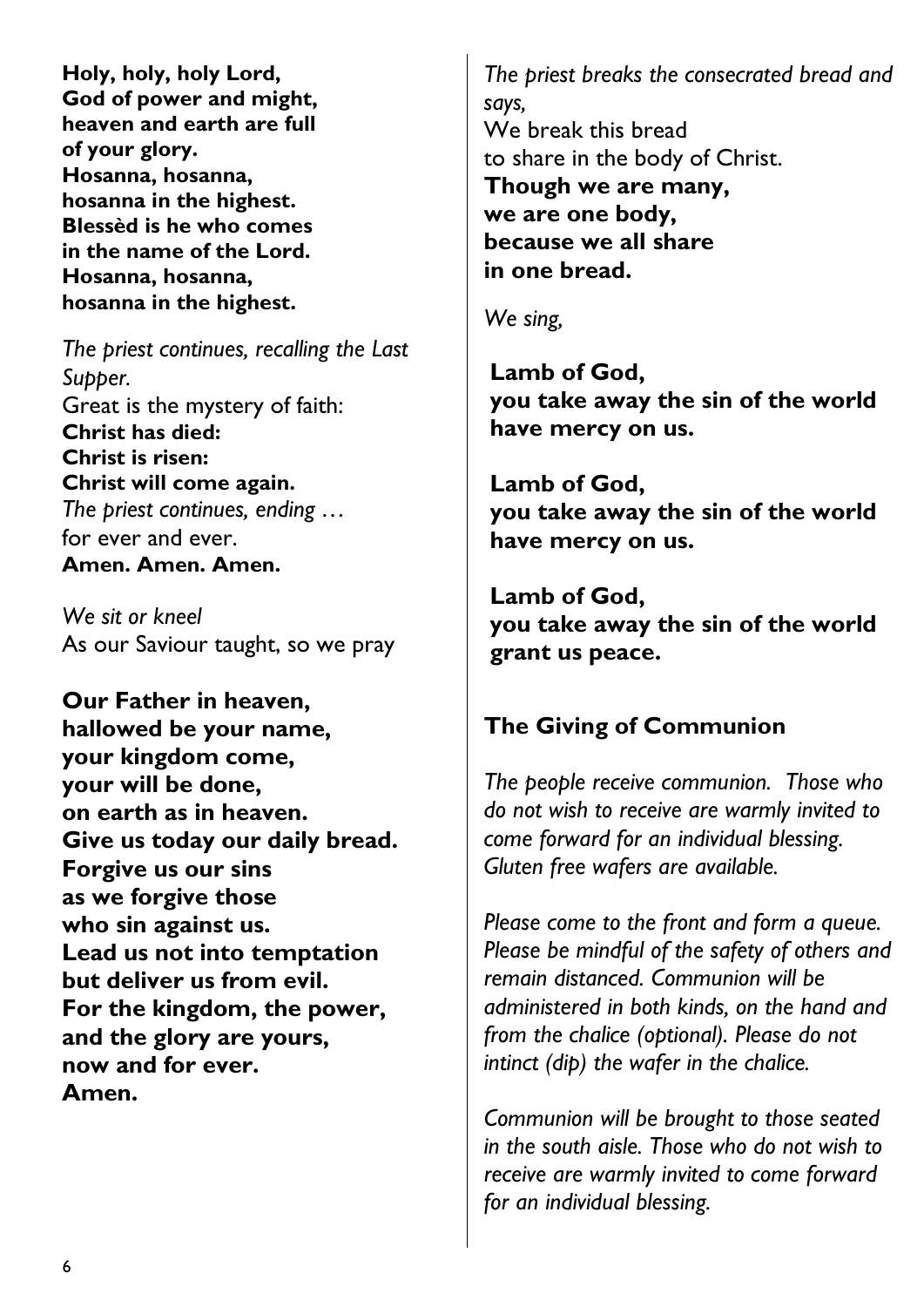**Holy, holy, holy Lord,**
**God of power and might,**
**heaven and earth are full**
**of your glory.**
**Hosanna, hosanna,**
**hosanna in the highest.**
**Blessèd is he who comes**
**in the name of the Lord.**
**Hosanna, hosanna,**
**hosanna in the highest.**

*The priest continues, recalling the Last Supper.*
Great is the mystery of faith:
**Christ has died:**
**Christ is risen:**
**Christ will come again.**
*The priest continues, ending …*
for ever and ever.
**Amen. Amen. Amen.**

*We sit or kneel*
As our Saviour taught, so we pray

**Our Father in heaven,**
**hallowed be your name,**
**your kingdom come,**
**your will be done,**
**on earth as in heaven.**
**Give us today our daily bread.**
**Forgive us our sins**
**as we forgive those**
**who sin against us.**
**Lead us not into temptation**
**but deliver us from evil.**
**For the kingdom, the power,**
**and the glory are yours,**
**now and for ever.**
**Amen.**

*The priest breaks the consecrated bread and says,*
We break this bread
to share in the body of Christ.
**Though we are many,**
**we are one body,**
**because we all share**
**in one bread.**

*We sing,*

**Lamb of God,**
**you take away the sin of the world**
**have mercy on us.**

**Lamb of God,**
**you take away the sin of the world**
**have mercy on us.**

**Lamb of God,**
**you take away the sin of the world**
**grant us peace.**

## The Giving of Communion

*The people receive communion. Those who do not wish to receive are warmly invited to come forward for an individual blessing. Gluten free wafers are available.*

*Please come to the front and form a queue. Please be mindful of the safety of others and remain distanced. Communion will be administered in both kinds, on the hand and from the chalice (optional). Please do not intinct (dip) the wafer in the chalice.*

*Communion will be brought to those seated in the south aisle. Those who do not wish to receive are warmly invited to come forward for an individual blessing.*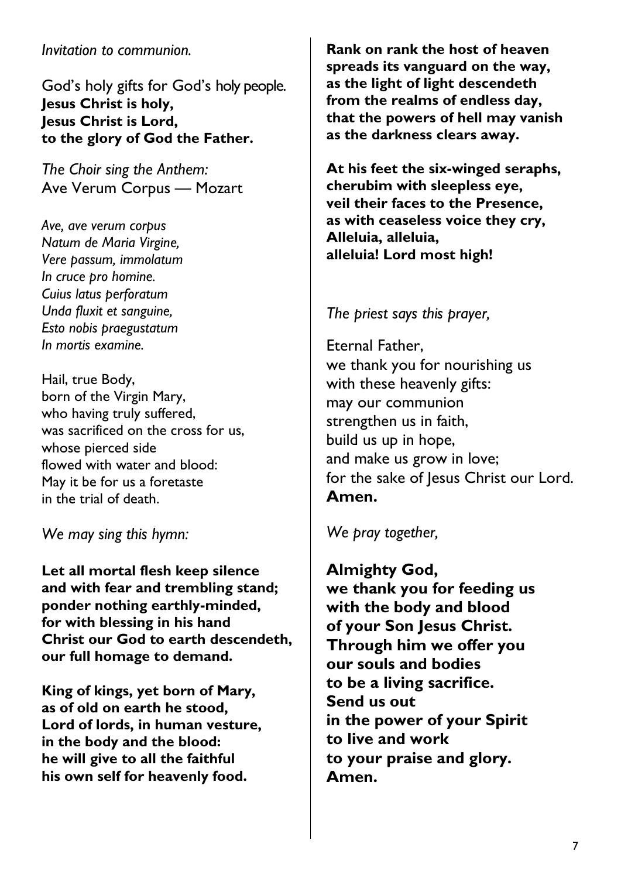*Invitation to communion.*

God's holy gifts for God's holy people.
**Jesus Christ is holy,**
**Jesus Christ is Lord,**
**to the glory of God the Father.**

*The Choir sing the Anthem:*
Ave Verum Corpus — Mozart

*Ave, ave verum corpus*
*Natum de Maria Virgine,*
*Vere passum, immolatum*
*In cruce pro homine.*
*Cuius latus perforatum*
*Unda fluxit et sanguine,*
*Esto nobis praegustatum*
*In mortis examine.*

Hail, true Body,
born of the Virgin Mary,
who having truly suffered,
was sacrificed on the cross for us,
whose pierced side
flowed with water and blood:
May it be for us a foretaste
in the trial of death.

*We may sing this hymn:*

**Let all mortal flesh keep silence**
**and with fear and trembling stand;**
**ponder nothing earthly-minded,**
**for with blessing in his hand**
**Christ our God to earth descendeth,**
**our full homage to demand.**

**King of kings, yet born of Mary,**
**as of old on earth he stood,**
**Lord of lords, in human vesture,**
**in the body and the blood:**
**he will give to all the faithful**
**his own self for heavenly food.**

**Rank on rank the host of heaven**
**spreads its vanguard on the way,**
**as the light of light descendeth**
**from the realms of endless day,**
**that the powers of hell may vanish**
**as the darkness clears away.**

**At his feet the six-winged seraphs,**
**cherubim with sleepless eye,**
**veil their faces to the Presence,**
**as with ceaseless voice they cry,**
**Alleluia, alleluia,**
**alleluia! Lord most high!**

*The priest says this prayer,*

Eternal Father,
we thank you for nourishing us
with these heavenly gifts:
may our communion
strengthen us in faith,
build us up in hope,
and make us grow in love;
for the sake of Jesus Christ our Lord.
**Amen.**

*We pray together,*

**Almighty God,**
**we thank you for feeding us**
**with the body and blood**
**of your Son Jesus Christ.**
**Through him we offer you**
**our souls and bodies**
**to be a living sacrifice.**
**Send us out**
**in the power of your Spirit**
**to live and work**
**to your praise and glory.**
**Amen.**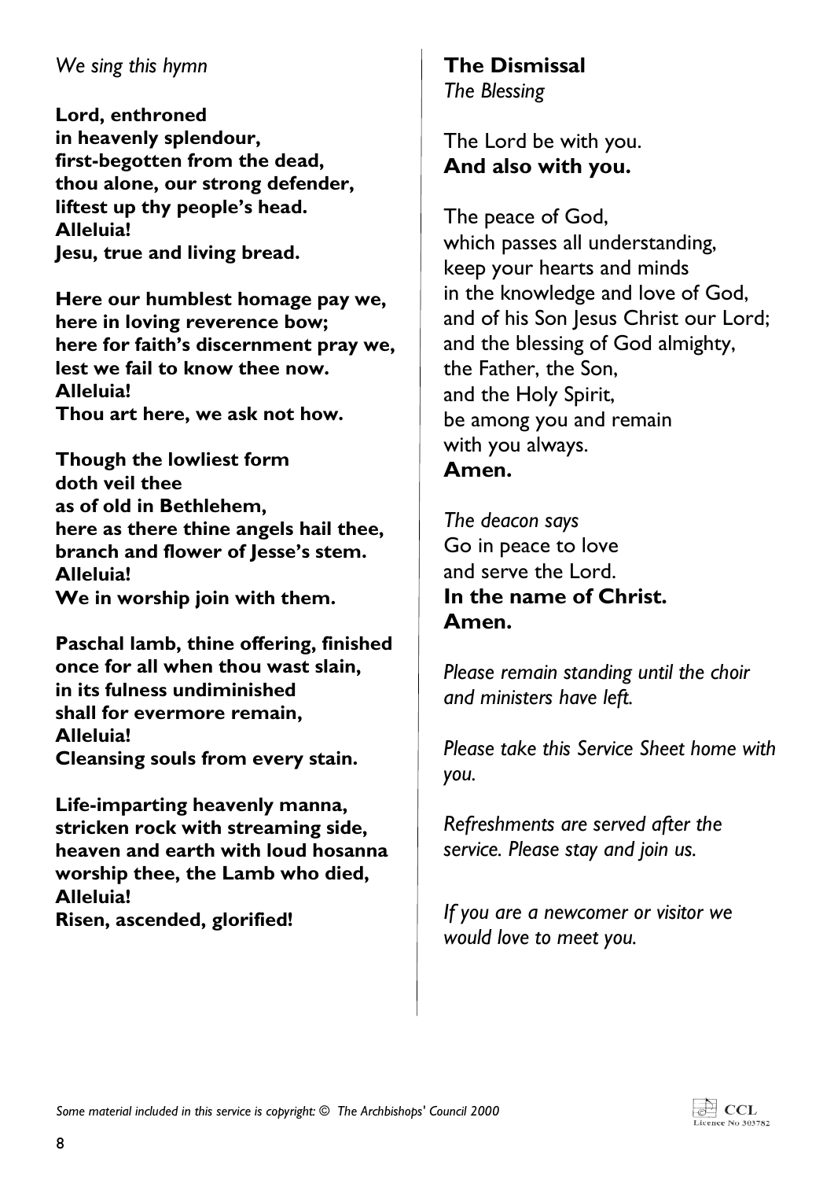*We sing this hymn*

**Lord, enthroned**
**in heavenly splendour,**
**first-begotten from the dead,**
**thou alone, our strong defender,**
**liftest up thy people's head.**
**Alleluia!**
**Jesu, true and living bread.**

**Here our humblest homage pay we,**
**here in loving reverence bow;**
**here for faith's discernment pray we,**
**lest we fail to know thee now.**
**Alleluia!**
**Thou art here, we ask not how.**

**Though the lowliest form**
**doth veil thee**
**as of old in Bethlehem,**
**here as there thine angels hail thee,**
**branch and flower of Jesse's stem.**
**Alleluia!**
**We in worship join with them.**

**Paschal lamb, thine offering, finished**
**once for all when thou wast slain,**
**in its fulness undiminished**
**shall for evermore remain,**
**Alleluia!**
**Cleansing souls from every stain.**

**Life-imparting heavenly manna,**
**stricken rock with streaming side,**
**heaven and earth with loud hosanna**
**worship thee, the Lamb who died,**
**Alleluia!**
**Risen, ascended, glorified!**

**The Dismissal**
*The Blessing*

The Lord be with you.
**And also with you.**

The peace of God,
which passes all understanding,
keep your hearts and minds
in the knowledge and love of God,
and of his Son Jesus Christ our Lord;
and the blessing of God almighty,
the Father, the Son,
and the Holy Spirit,
be among you and remain
with you always.
**Amen.**

*The deacon says*
Go in peace to love
and serve the Lord.
**In the name of Christ.**
**Amen.**

*Please remain standing until the choir and ministers have left.*

*Please take this Service Sheet home with you.*

*Refreshments are served after the service. Please stay and join us.*

*If you are a newcomer or visitor we would love to meet you.*

*Some material included in this service is copyright: © The Archbishops' Council 2000*

CCL Licence No 303782